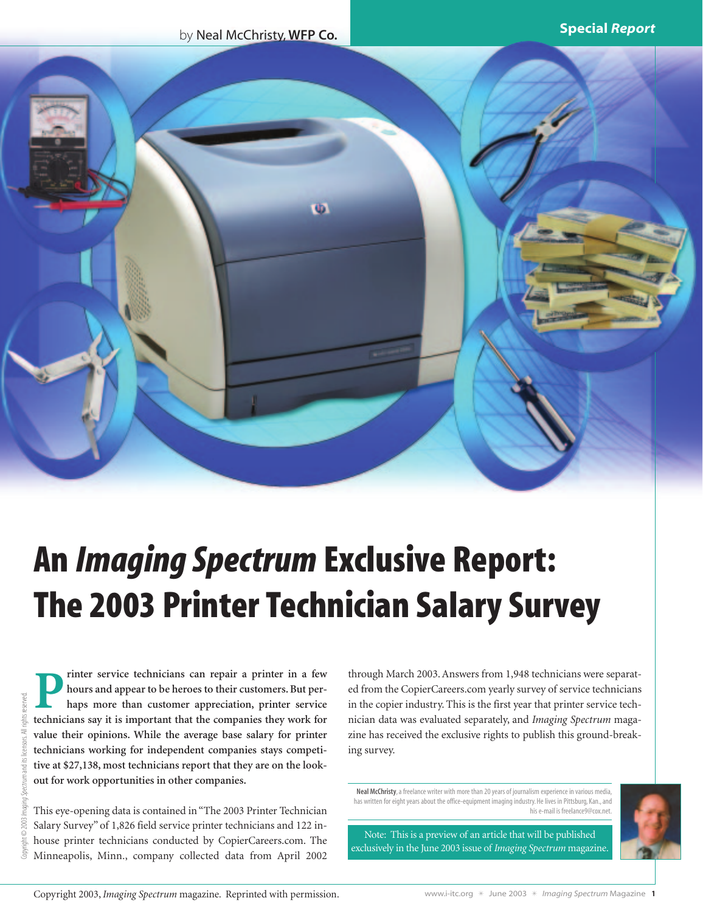by Neal McChristy, **WFP Co.**

**Special** ***Report***

# An *Imaging Spectrum* Exclusive Report: The 2003 Printer Technician Salary Survey

**Printer service technicians can repair a printer in a few hours and appear to be heroes to their customers. But perhaps more than customer appreciation, printer service technicians say it is important that the companies they work for value their opinions. While the average base salary for printer technicians working for independent companies stays competitive at $27,138, most technicians report that they are on the lookout for work opportunities in other companies.**

This eye-opening data is contained in "The 2003 Printer Technician Salary Survey" of 1,826 field service printer technicians and 122 in-house printer technicians conducted by CopierCareers.com. The Minneapolis, Minn., company collected data from April 2002 through March 2003. Answers from 1,948 technicians were separated from the CopierCareers.com yearly survey of service technicians in the copier industry. This is the first year that printer service technician data was evaluated separately, and *Imaging Spectrum* magazine has received the exclusive rights to publish this ground-breaking survey.

**Neal McChristy**, a freelance writer with more than 20 years of journalism experience in various media, has written for eight years about the office-equipment imaging industry. He lives in Pittsburg, Kan., and his e-mail is freelance9@cox.net.

Note: This is a preview of an article that will be published exclusively in the June 2003 issue of *Imaging Spectrum* magazine.

Copyright © 2003 *Imaging Spectrum* and its licensors. All rights reserved.

Copyright 2003, *Imaging Spectrum* magazine. Reprinted with permission.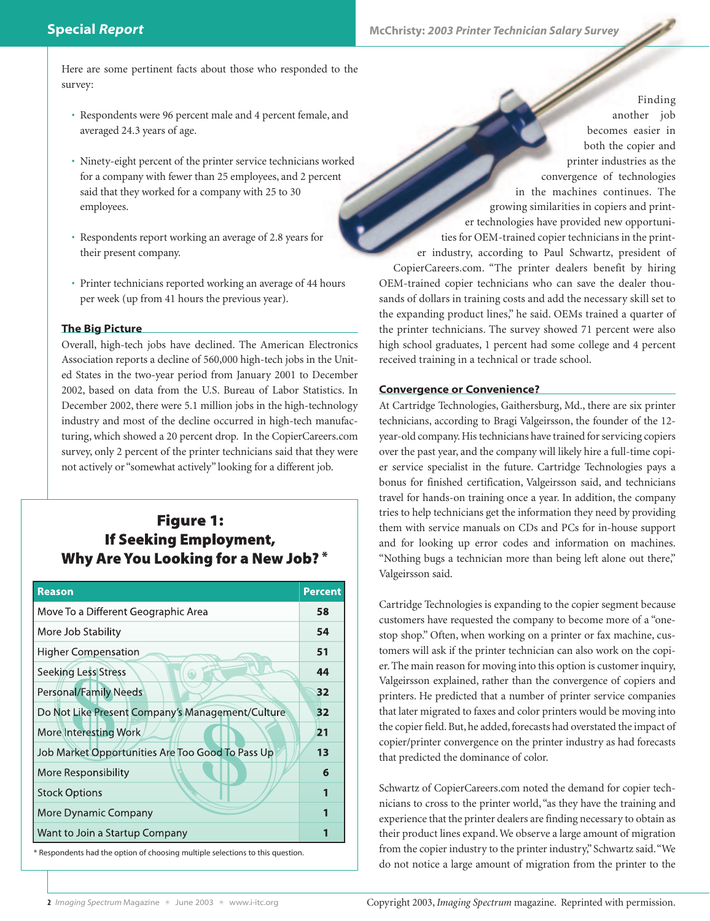Here are some pertinent facts about those who responded to the survey:

- Respondents were 96 percent male and 4 percent female, and averaged 24.3 years of age.
- Ninety-eight percent of the printer service technicians worked for a company with fewer than 25 employees, and 2 percent said that they worked for a company with 25 to 30 employees.
- Respondents report working an average of 2.8 years for their present company.
- Printer technicians reported working an average of 44 hours per week (up from 41 hours the previous year).

## The Big Picture

Overall, high-tech jobs have declined. The American Electronics Association reports a decline of 560,000 high-tech jobs in the United States in the two-year period from January 2001 to December 2002, based on data from the U.S. Bureau of Labor Statistics. In December 2002, there were 5.1 million jobs in the high-technology industry and most of the decline occurred in high-tech manufacturing, which showed a 20 percent drop. In the CopierCareers.com survey, only 2 percent of the printer technicians said that they were not actively or "somewhat actively" looking for a different job.

### Figure 1: If Seeking Employment, Why Are You Looking for a New Job? *

| Reason | Percent |
|---|---|
| Move To a Different Geographic Area | 58 |
| More Job Stability | 54 |
| Higher Compensation | 51 |
| Seeking Less Stress | 44 |
| Personal/Family Needs | 32 |
| Do Not Like Present Company's Management/Culture | 32 |
| More Interesting Work | 21 |
| Job Market Opportunities Are Too Good To Pass Up | 13 |
| More Responsibility | 6 |
| Stock Options | 1 |
| More Dynamic Company | 1 |
| Want to Join a Startup Company | 1 |

* Respondents had the option of choosing multiple selections to this question.

Finding another job becomes easier in both the copier and printer industries as the convergence of technologies in the machines continues. The growing similarities in copiers and printer technologies have provided new opportunities for OEM-trained copier technicians in the printer industry, according to Paul Schwartz, president of CopierCareers.com. "The printer dealers benefit by hiring OEM-trained copier technicians who can save the dealer thousands of dollars in training costs and add the necessary skill set to the expanding product lines," he said. OEMs trained a quarter of the printer technicians. The survey showed 71 percent were also high school graduates, 1 percent had some college and 4 percent received training in a technical or trade school.

## Convergence or Convenience?

At Cartridge Technologies, Gaithersburg, Md., there are six printer technicians, according to Bragi Valgeirsson, the founder of the 12-year-old company. His technicians have trained for servicing copiers over the past year, and the company will likely hire a full-time copier service specialist in the future. Cartridge Technologies pays a bonus for finished certification, Valgeirsson said, and technicians travel for hands-on training once a year. In addition, the company tries to help technicians get the information they need by providing them with service manuals on CDs and PCs for in-house support and for looking up error codes and information on machines. "Nothing bugs a technician more than being left alone out there," Valgeirsson said.

Cartridge Technologies is expanding to the copier segment because customers have requested the company to become more of a "one-stop shop." Often, when working on a printer or fax machine, customers will ask if the printer technician can also work on the copier. The main reason for moving into this option is customer inquiry, Valgeirsson explained, rather than the convergence of copiers and printers. He predicted that a number of printer service companies that later migrated to faxes and color printers would be moving into the copier field. But, he added, forecasts had overstated the impact of copier/printer convergence on the printer industry as had forecasts that predicted the dominance of color.

Schwartz of CopierCareers.com noted the demand for copier technicians to cross to the printer world, "as they have the training and experience that the printer dealers are finding necessary to obtain as their product lines expand. We observe a large amount of migration from the copier industry to the printer industry," Schwartz said. "We do not notice a large amount of migration from the printer to the

Copyright 2003, *Imaging Spectrum* magazine. Reprinted with permission.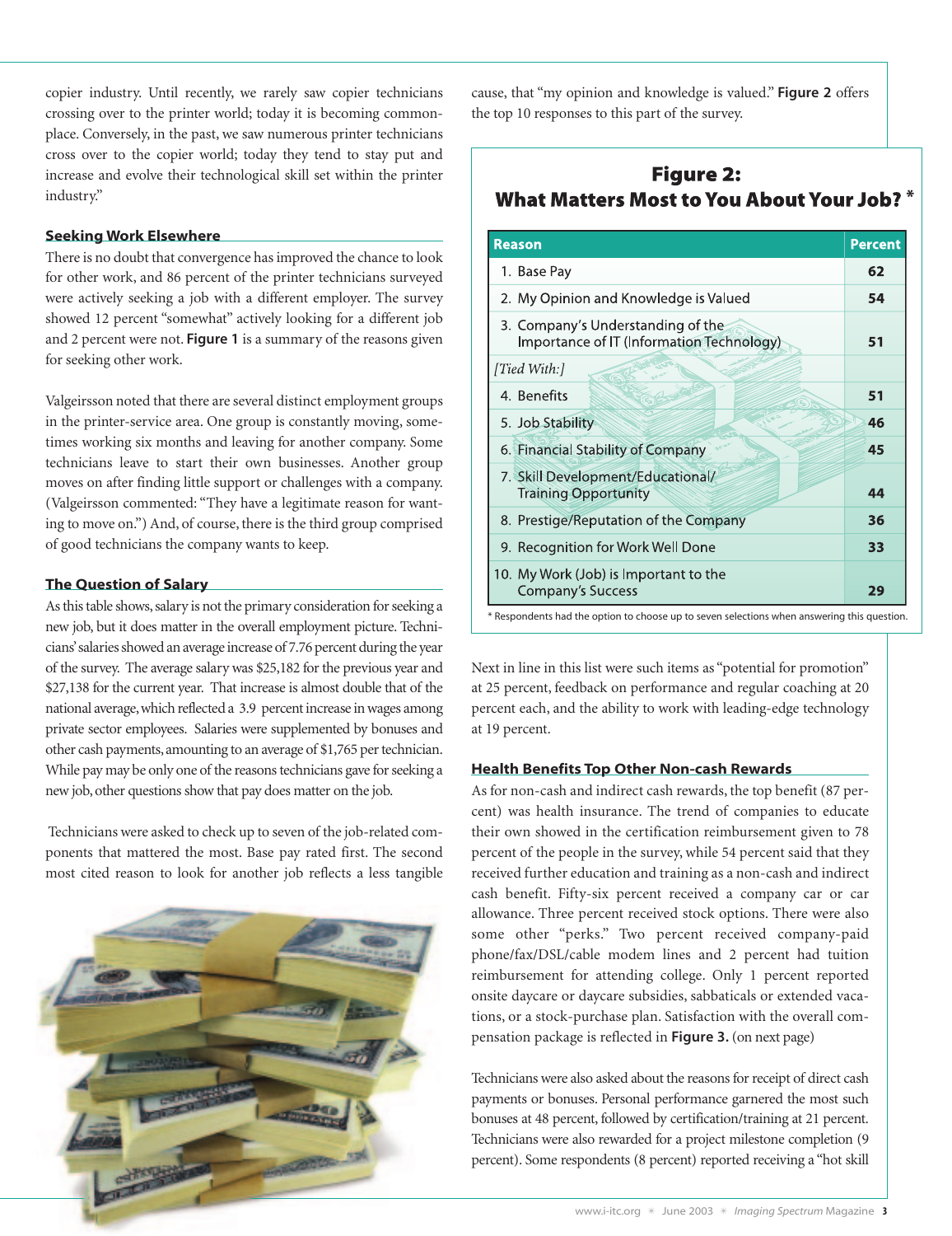copier industry. Until recently, we rarely saw copier technicians crossing over to the printer world; today it is becoming commonplace. Conversely, in the past, we saw numerous printer technicians cross over to the copier world; today they tend to stay put and increase and evolve their technological skill set within the printer industry."

### Seeking Work Elsewhere

There is no doubt that convergence has improved the chance to look for other work, and 86 percent of the printer technicians surveyed were actively seeking a job with a different employer. The survey showed 12 percent "somewhat" actively looking for a different job and 2 percent were not. **Figure 1** is a summary of the reasons given for seeking other work.

Valgeirsson noted that there are several distinct employment groups in the printer-service area. One group is constantly moving, sometimes working six months and leaving for another company. Some technicians leave to start their own businesses. Another group moves on after finding little support or challenges with a company. (Valgeirsson commented: "They have a legitimate reason for wanting to move on.") And, of course, there is the third group comprised of good technicians the company wants to keep.

### The Question of Salary

As this table shows, salary is not the primary consideration for seeking a new job, but it does matter in the overall employment picture. Technicians' salaries showed an average increase of 7.76 percent during the year of the survey. The average salary was $25,182 for the previous year and $27,138 for the current year. That increase is almost double that of the national average, which reflected a 3.9 percent increase in wages among private sector employees. Salaries were supplemented by bonuses and other cash payments, amounting to an average of $1,765 per technician. While pay may be only one of the reasons technicians gave for seeking a new job, other questions show that pay does matter on the job.

Technicians were asked to check up to seven of the job-related components that mattered the most. Base pay rated first. The second most cited reason to look for another job reflects a less tangible cause, that "my opinion and knowledge is valued." **Figure 2** offers the top 10 responses to this part of the survey.

**Figure 2: What Matters Most to You About Your Job? ***

| Reason | Percent |
|---|---|
| 1. Base Pay | 62 |
| 2. My Opinion and Knowledge is Valued | 54 |
| 3. Company's Understanding of the Importance of IT (Information Technology) | 51 |
| *[Tied With:]* | |
| 4. Benefits | 51 |
| 5. Job Stability | 46 |
| 6. Financial Stability of Company | 45 |
| 7. Skill Development/Educational/ Training Opportunity | 44 |
| 8. Prestige/Reputation of the Company | 36 |
| 9. Recognition for Work Well Done | 33 |
| 10. My Work (Job) is Important to the Company's Success | 29 |

* Respondents had the option to choose up to seven selections when answering this question.

Next in line in this list were such items as "potential for promotion" at 25 percent, feedback on performance and regular coaching at 20 percent each, and the ability to work with leading-edge technology at 19 percent.

### Health Benefits Top Other Non-cash Rewards

As for non-cash and indirect cash rewards, the top benefit (87 percent) was health insurance. The trend of companies to educate their own showed in the certification reimbursement given to 78 percent of the people in the survey, while 54 percent said that they received further education and training as a non-cash and indirect cash benefit. Fifty-six percent received a company car or car allowance. Three percent received stock options. There were also some other "perks." Two percent received company-paid phone/fax/DSL/cable modem lines and 2 percent had tuition reimbursement for attending college. Only 1 percent reported onsite daycare or daycare subsidies, sabbaticals or extended vacations, or a stock-purchase plan. Satisfaction with the overall compensation package is reflected in **Figure 3.** (on next page)

Technicians were also asked about the reasons for receipt of direct cash payments or bonuses. Personal performance garnered the most such bonuses at 48 percent, followed by certification/training at 21 percent. Technicians were also rewarded for a project milestone completion (9 percent). Some respondents (8 percent) reported receiving a "hot skill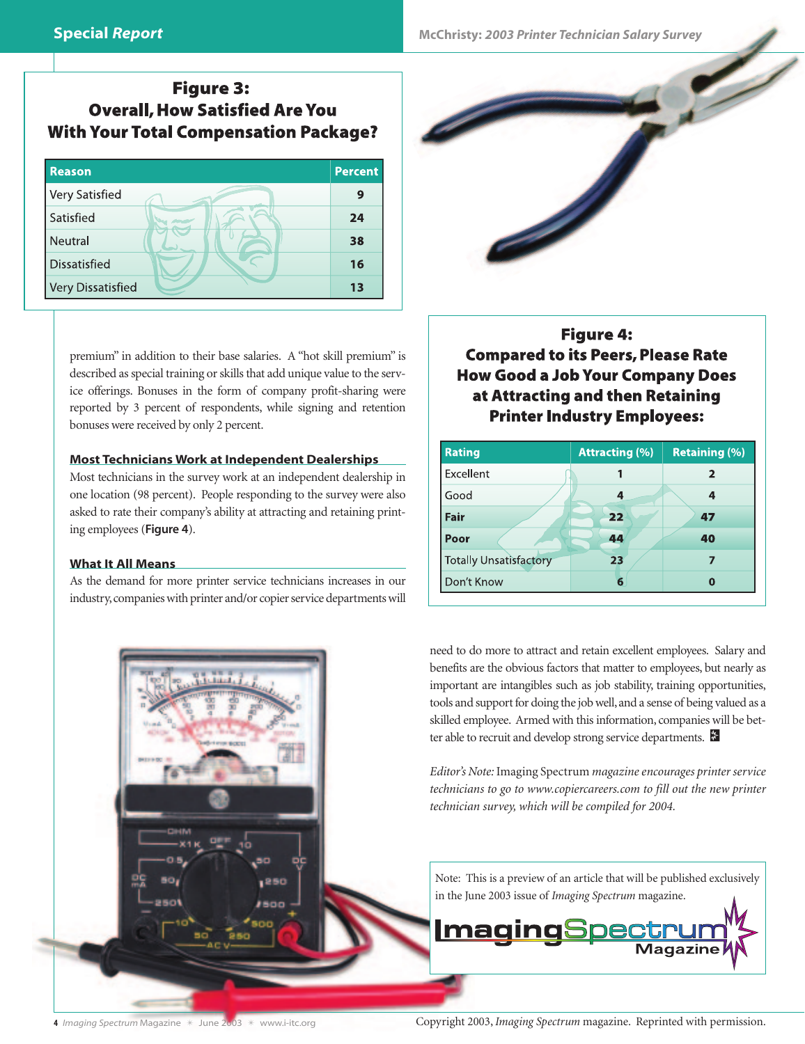## Figure 3: Overall, How Satisfied Are You With Your Total Compensation Package?

| Reason | Percent |
|---|---|
| Very Satisfied | 9 |
| Satisfied | 24 |
| Neutral | 38 |
| Dissatisfied | 16 |
| Very Dissatisfied | 13 |

premium" in addition to their base salaries. A "hot skill premium" is described as special training or skills that add unique value to the service offerings. Bonuses in the form of company profit-sharing were reported by 3 percent of respondents, while signing and retention bonuses were received by only 2 percent.

### Most Technicians Work at Independent Dealerships

Most technicians in the survey work at an independent dealership in one location (98 percent). People responding to the survey were also asked to rate their company's ability at attracting and retaining printing employees (**Figure 4**).

## Figure 4: Compared to its Peers, Please Rate How Good a Job Your Company Does at Attracting and then Retaining Printer Industry Employees:

| Rating | Attracting (%) | Retaining (%) |
|---|---|---|
| Excellent | 1 | 2 |
| Good | 4 | 4 |
| **Fair** | **22** | **47** |
| **Poor** | **44** | **40** |
| Totally Unsatisfactory | 23 | 7 |
| Don't Know | 6 | 0 |

### What It All Means

As the demand for more printer service technicians increases in our industry, companies with printer and/or copier service departments will need to do more to attract and retain excellent employees. Salary and benefits are the obvious factors that matter to employees, but nearly as important are intangibles such as job stability, training opportunities, tools and support for doing the job well, and a sense of being valued as a skilled employee. Armed with this information, companies will be better able to recruit and develop strong service departments.

*Editor's Note:* Imaging Spectrum *magazine encourages printer service technicians to go to www.copiercareers.com to fill out the new printer technician survey, which will be compiled for 2004.*

Note: This is a preview of an article that will be published exclusively in the June 2003 issue of *Imaging Spectrum* magazine.

ImagingSpectrum Magazine

Copyright 2003, *Imaging Spectrum* magazine. Reprinted with permission.